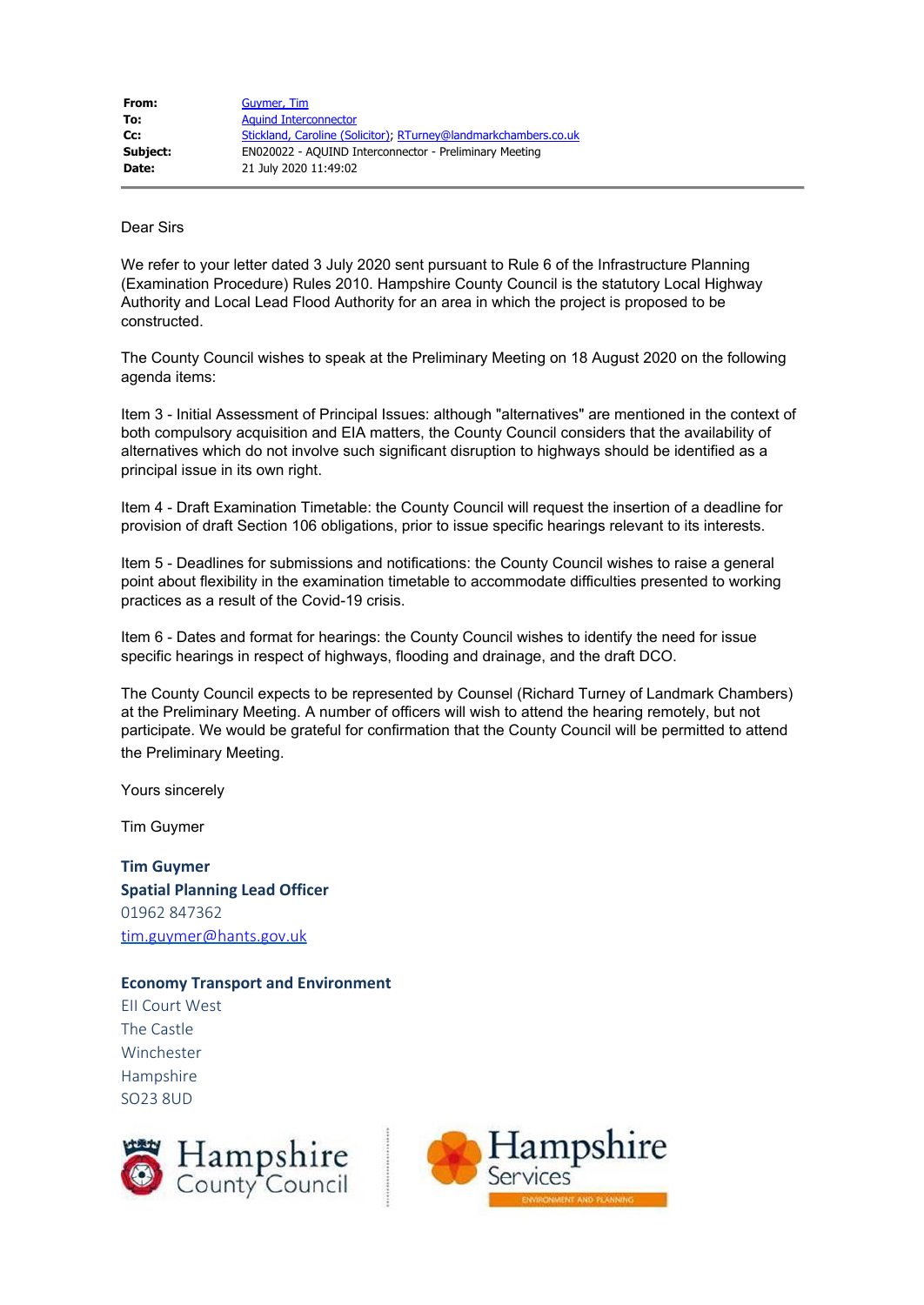| | |
|---|---|
| **From:** | Guymer, Tim |
| **To:** | Aquind Interconnector |
| **Cc:** | Stickland, Caroline (Solicitor); RTurney@landmarkchambers.co.uk |
| **Subject:** | EN020022 - AQUIND Interconnector - Preliminary Meeting |
| **Date:** | 21 July 2020 11:49:02 |

Dear Sirs

We refer to your letter dated 3 July 2020 sent pursuant to Rule 6 of the Infrastructure Planning (Examination Procedure) Rules 2010. Hampshire County Council is the statutory Local Highway Authority and Local Lead Flood Authority for an area in which the project is proposed to be constructed.

The County Council wishes to speak at the Preliminary Meeting on 18 August 2020 on the following agenda items:

Item 3 - Initial Assessment of Principal Issues: although "alternatives" are mentioned in the context of both compulsory acquisition and EIA matters, the County Council considers that the availability of alternatives which do not involve such significant disruption to highways should be identified as a principal issue in its own right.

Item 4 - Draft Examination Timetable: the County Council will request the insertion of a deadline for provision of draft Section 106 obligations, prior to issue specific hearings relevant to its interests.

Item 5 - Deadlines for submissions and notifications: the County Council wishes to raise a general point about flexibility in the examination timetable to accommodate difficulties presented to working practices as a result of the Covid-19 crisis.

Item 6 - Dates and format for hearings: the County Council wishes to identify the need for issue specific hearings in respect of highways, flooding and drainage, and the draft DCO.

The County Council expects to be represented by Counsel (Richard Turney of Landmark Chambers) at the Preliminary Meeting. A number of officers will wish to attend the hearing remotely, but not participate. We would be grateful for confirmation that the County Council will be permitted to attend the Preliminary Meeting.

Yours sincerely

Tim Guymer

**Tim Guymer**
**Spatial Planning Lead Officer**
01962 847362
tim.guymer@hants.gov.uk

**Economy Transport and Environment**
EII Court West
The Castle
Winchester
Hampshire
SO23 8UD

Hampshire County Council

Hampshire Services
ENVIRONMENT AND PLANNING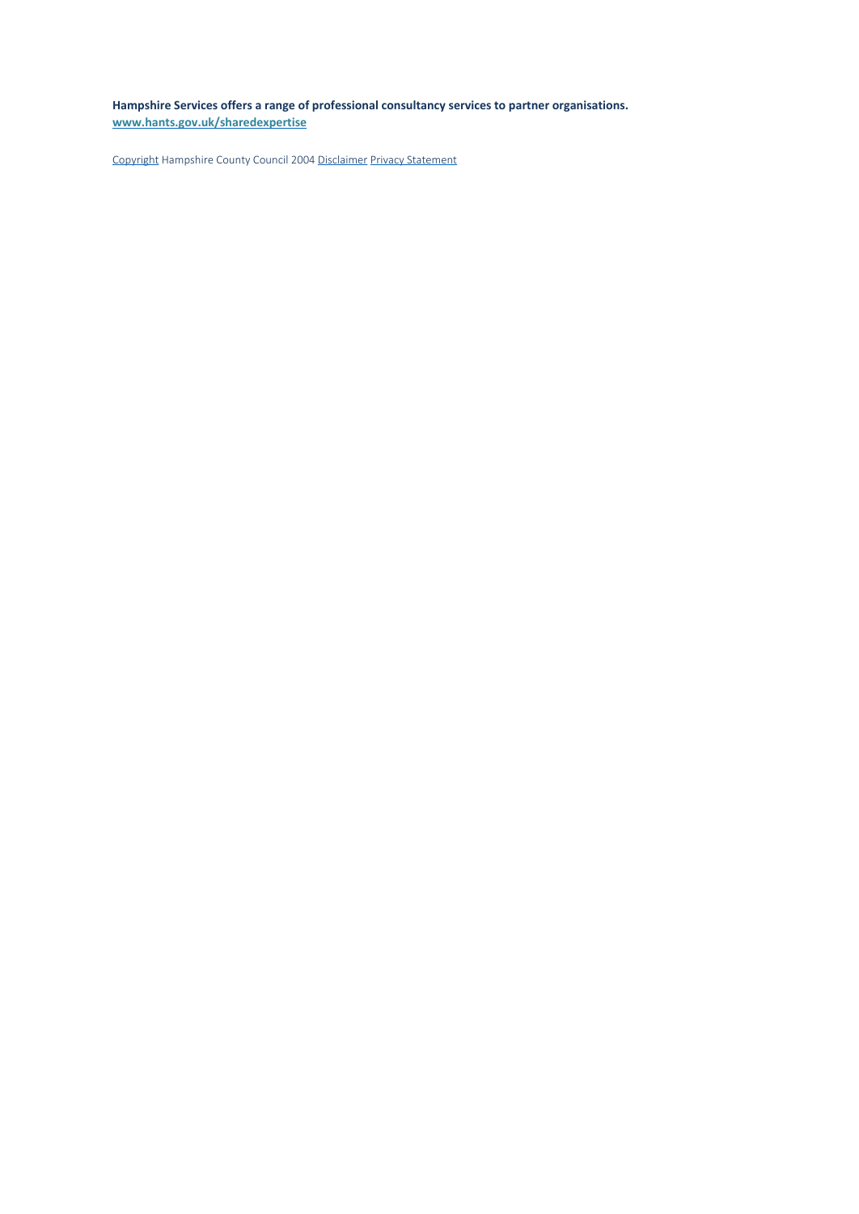**Hampshire Services offers a range of professional consultancy services to partner organisations.**
**www.hants.gov.uk/sharedexpertise**

Copyright Hampshire County Council 2004 Disclaimer Privacy Statement